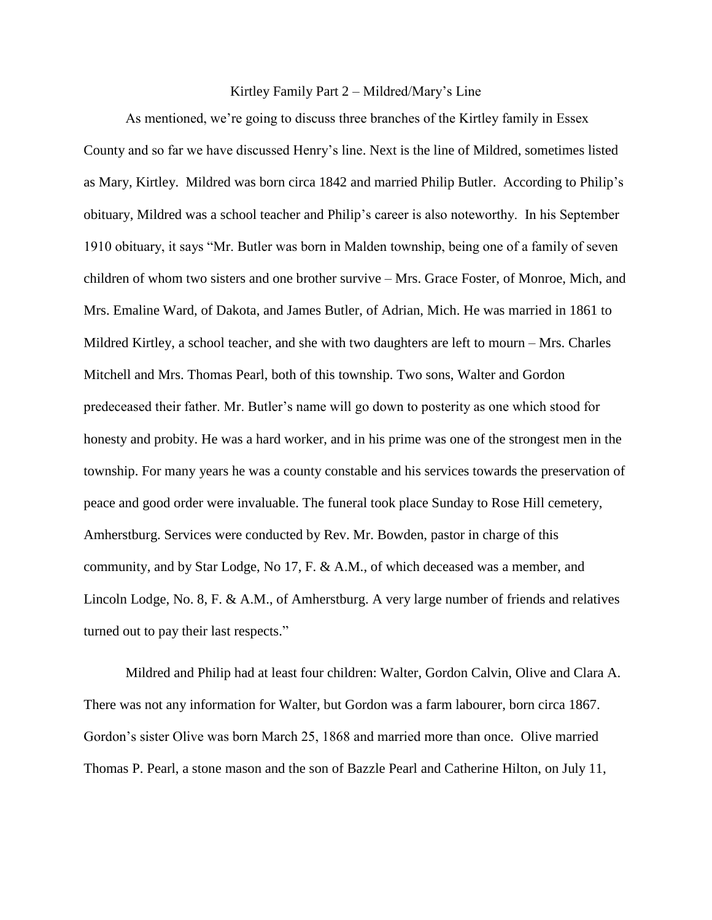# Kirtley Family Part 2 – Mildred/Mary's Line

As mentioned, we're going to discuss three branches of the Kirtley family in Essex County and so far we have discussed Henry's line. Next is the line of Mildred, sometimes listed as Mary, Kirtley. Mildred was born circa 1842 and married Philip Butler. According to Philip's obituary, Mildred was a school teacher and Philip's career is also noteworthy. In his September 1910 obituary, it says "Mr. Butler was born in Malden township, being one of a family of seven children of whom two sisters and one brother survive – Mrs. Grace Foster, of Monroe, Mich, and Mrs. Emaline Ward, of Dakota, and James Butler, of Adrian, Mich. He was married in 1861 to Mildred Kirtley, a school teacher, and she with two daughters are left to mourn – Mrs. Charles Mitchell and Mrs. Thomas Pearl, both of this township. Two sons, Walter and Gordon predeceased their father. Mr. Butler's name will go down to posterity as one which stood for honesty and probity. He was a hard worker, and in his prime was one of the strongest men in the township. For many years he was a county constable and his services towards the preservation of peace and good order were invaluable. The funeral took place Sunday to Rose Hill cemetery, Amherstburg. Services were conducted by Rev. Mr. Bowden, pastor in charge of this community, and by Star Lodge, No 17, F. & A.M., of which deceased was a member, and Lincoln Lodge, No. 8, F. & A.M., of Amherstburg. A very large number of friends and relatives turned out to pay their last respects."

Mildred and Philip had at least four children: Walter, Gordon Calvin, Olive and Clara A. There was not any information for Walter, but Gordon was a farm labourer, born circa 1867. Gordon's sister Olive was born March 25, 1868 and married more than once. Olive married Thomas P. Pearl, a stone mason and the son of Bazzle Pearl and Catherine Hilton, on July 11,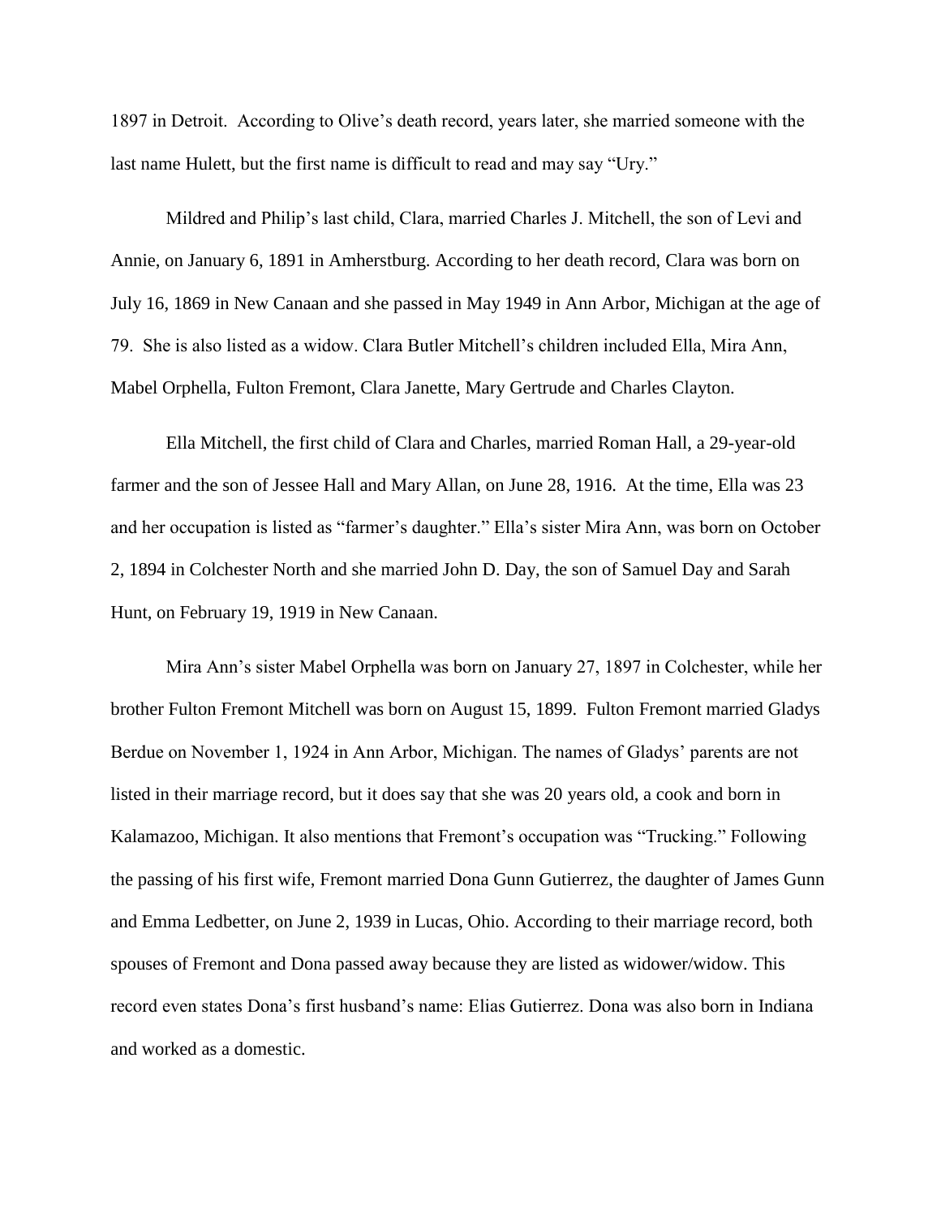1897 in Detroit. According to Olive's death record, years later, she married someone with the last name Hulett, but the first name is difficult to read and may say "Ury."

Mildred and Philip's last child, Clara, married Charles J. Mitchell, the son of Levi and Annie, on January 6, 1891 in Amherstburg. According to her death record, Clara was born on July 16, 1869 in New Canaan and she passed in May 1949 in Ann Arbor, Michigan at the age of 79. She is also listed as a widow. Clara Butler Mitchell's children included Ella, Mira Ann, Mabel Orphella, Fulton Fremont, Clara Janette, Mary Gertrude and Charles Clayton.

Ella Mitchell, the first child of Clara and Charles, married Roman Hall, a 29-year-old farmer and the son of Jessee Hall and Mary Allan, on June 28, 1916. At the time, Ella was 23 and her occupation is listed as "farmer's daughter." Ella's sister Mira Ann, was born on October 2, 1894 in Colchester North and she married John D. Day, the son of Samuel Day and Sarah Hunt, on February 19, 1919 in New Canaan.

Mira Ann's sister Mabel Orphella was born on January 27, 1897 in Colchester, while her brother Fulton Fremont Mitchell was born on August 15, 1899. Fulton Fremont married Gladys Berdue on November 1, 1924 in Ann Arbor, Michigan. The names of Gladys' parents are not listed in their marriage record, but it does say that she was 20 years old, a cook and born in Kalamazoo, Michigan. It also mentions that Fremont's occupation was "Trucking." Following the passing of his first wife, Fremont married Dona Gunn Gutierrez, the daughter of James Gunn and Emma Ledbetter, on June 2, 1939 in Lucas, Ohio. According to their marriage record, both spouses of Fremont and Dona passed away because they are listed as widower/widow. This record even states Dona's first husband's name: Elias Gutierrez. Dona was also born in Indiana and worked as a domestic.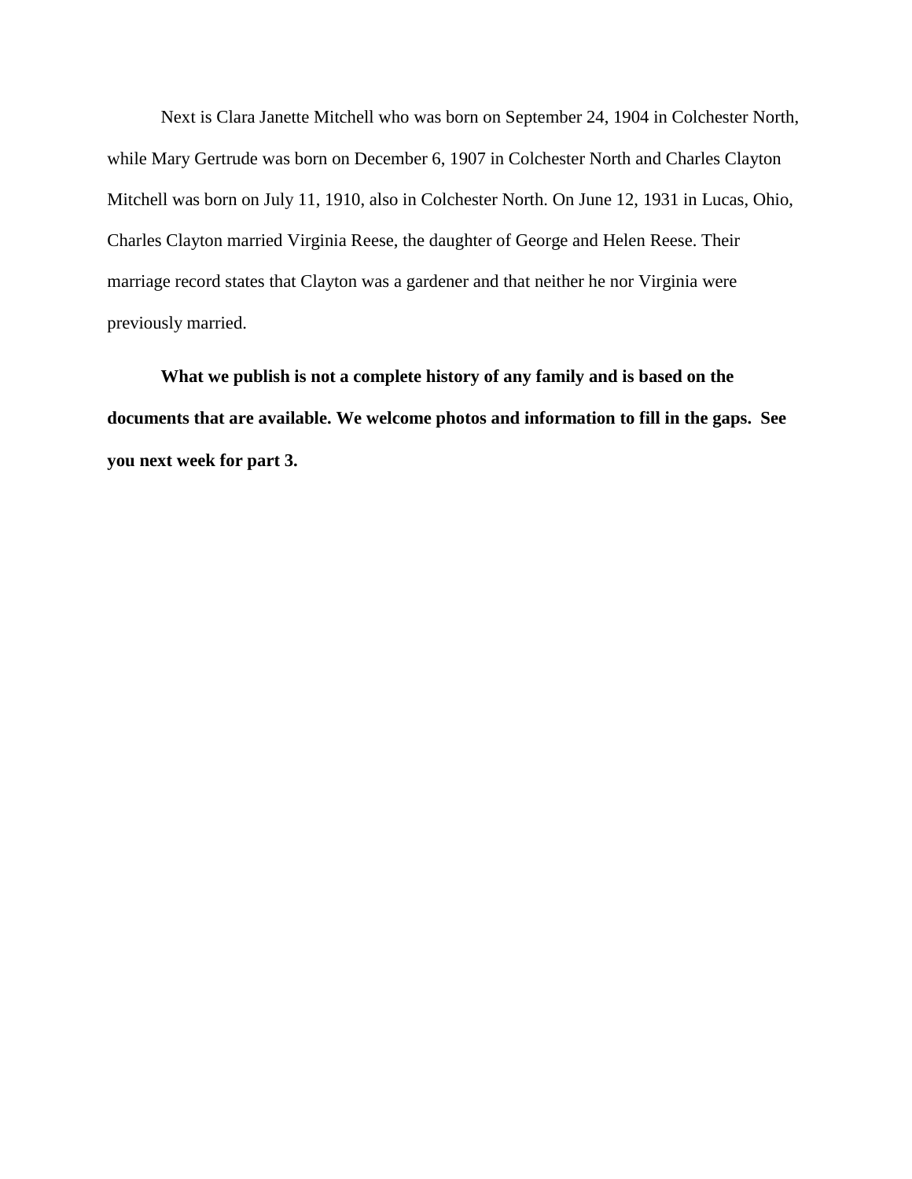Next is Clara Janette Mitchell who was born on September 24, 1904 in Colchester North, while Mary Gertrude was born on December 6, 1907 in Colchester North and Charles Clayton Mitchell was born on July 11, 1910, also in Colchester North. On June 12, 1931 in Lucas, Ohio, Charles Clayton married Virginia Reese, the daughter of George and Helen Reese. Their marriage record states that Clayton was a gardener and that neither he nor Virginia were previously married.

**What we publish is not a complete history of any family and is based on the documents that are available. We welcome photos and information to fill in the gaps. See you next week for part 3.**